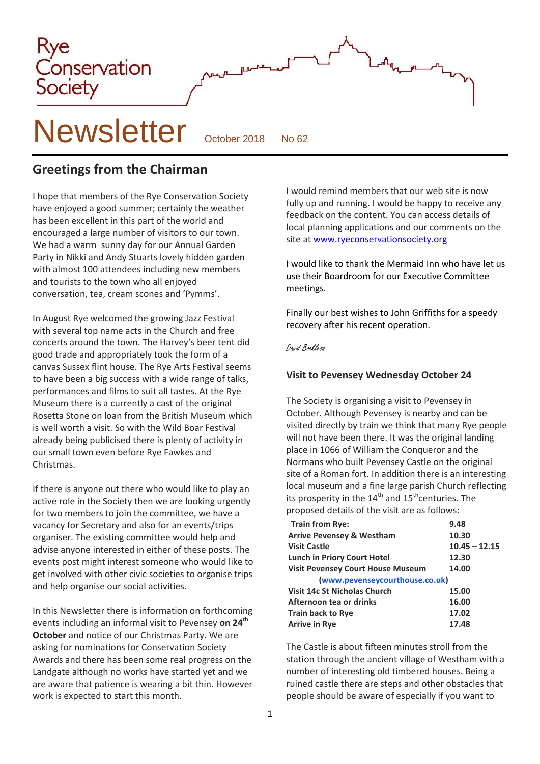# Rye Conservation Society

# Newsletter

October 2018 No 62

## Greetings from the Chairman

I hope that members of the Rye Conservation Society have enjoyed a good summer; certainly the weather has been excellent in this part of the world and encouraged a large number of visitors to our town. We had a warm sunny day for our Annual Garden Party in Nikki and Andy Stuarts lovely hidden garden with almost 100 attendees including new members and tourists to the town who all enjoyed conversation, tea, cream scones and 'Pymms'.

In August Rye welcomed the growing Jazz Festival with several top name acts in the Church and free concerts around the town. The Harvey's beer tent did good trade and appropriately took the form of a canvas Sussex flint house. The Rye Arts Festival seems to have been a big success with a wide range of talks, performances and films to suit all tastes. At the Rye Museum there is a currently a cast of the original Rosetta Stone on loan from the British Museum which is well worth a visit. So with the Wild Boar Festival already being publicised there is plenty of activity in our small town even before Rye Fawkes and Christmas.

If there is anyone out there who would like to play an active role in the Society then we are looking urgently for two members to join the committee, we have a vacancy for Secretary and also for an events/trips organiser. The existing committee would help and advise anyone interested in either of these posts. The events post might interest someone who would like to get involved with other civic societies to organise trips and help organise our social activities.

In this Newsletter there is information on forthcoming events including an informal visit to Pevensey **on 24th October** and notice of our Christmas Party. We are asking for nominations for Conservation Society Awards and there has been some real progress on the Landgate although no works have started yet and we are aware that patience is wearing a bit thin. However work is expected to start this month.

I would remind members that our web site is now fully up and running. I would be happy to receive any feedback on the content. You can access details of local planning applications and our comments on the site at www.ryeconservationsociety.org

I would like to thank the Mermaid Inn who have let us use their Boardroom for our Executive Committee meetings.

Finally our best wishes to John Griffiths for a speedy recovery after his recent operation.

*David Bookless*

### Visit to Pevensey Wednesday October 24

The Society is organising a visit to Pevensey in October. Although Pevensey is nearby and can be visited directly by train we think that many Rye people will not have been there. It was the original landing place in 1066 of William the Conqueror and the Normans who built Pevensey Castle on the original site of a Roman fort. In addition there is an interesting local museum and a fine large parish Church reflecting its prosperity in the 14th and 15th centuries. The proposed details of the visit are as follows:

| | |
|---|---|
| **Train from Rye:** | **9.48** |
| **Arrive Pevensey & Westham** | **10.30** |
| **Visit Castle** | **10.45 – 12.15** |
| **Lunch in Priory Court Hotel** | **12.30** |
| **Visit Pevensey Court House Museum (www.pevenseycourthouse.co.uk)** | **14.00** |
| **Visit 14c St Nicholas Church** | **15.00** |
| **Afternoon tea or drinks** | **16.00** |
| **Train back to Rye** | **17.02** |
| **Arrive in Rye** | **17.48** |

The Castle is about fifteen minutes stroll from the station through the ancient village of Westham with a number of interesting old timbered houses. Being a ruined castle there are steps and other obstacles that people should be aware of especially if you want to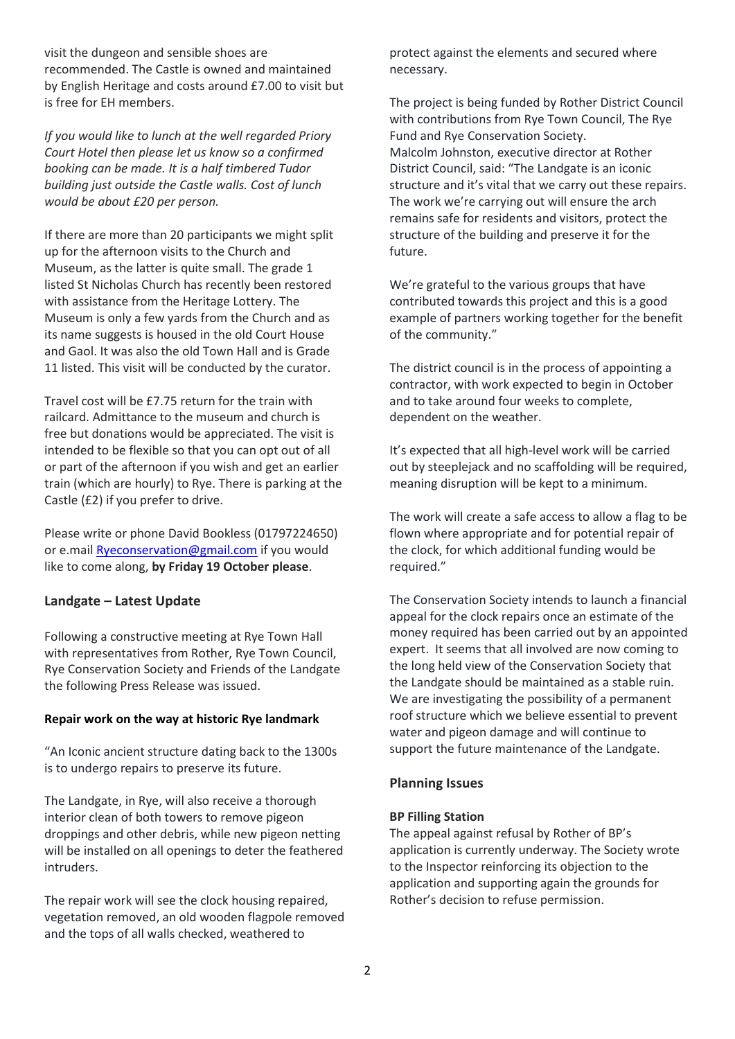visit the dungeon and sensible shoes are recommended. The Castle is owned and maintained by English Heritage and costs around £7.00 to visit but is free for EH members.

*If you would like to lunch at the well regarded Priory Court Hotel then please let us know so a confirmed booking can be made. It is a half timbered Tudor building just outside the Castle walls. Cost of lunch would be about £20 per person.*

If there are more than 20 participants we might split up for the afternoon visits to the Church and Museum, as the latter is quite small. The grade 1 listed St Nicholas Church has recently been restored with assistance from the Heritage Lottery. The Museum is only a few yards from the Church and as its name suggests is housed in the old Court House and Gaol. It was also the old Town Hall and is Grade 11 listed. This visit will be conducted by the curator.

Travel cost will be £7.75 return for the train with railcard. Admittance to the museum and church is free but donations would be appreciated. The visit is intended to be flexible so that you can opt out of all or part of the afternoon if you wish and get an earlier train (which are hourly) to Rye. There is parking at the Castle (£2) if you prefer to drive.

Please write or phone David Bookless (01797224650) or e.mail Ryeconservation@gmail.com if you would like to come along, **by Friday 19 October please**.

## Landgate – Latest Update

Following a constructive meeting at Rye Town Hall with representatives from Rother, Rye Town Council, Rye Conservation Society and Friends of the Landgate the following Press Release was issued.

**Repair work on the way at historic Rye landmark**

"An Iconic ancient structure dating back to the 1300s is to undergo repairs to preserve its future.

The Landgate, in Rye, will also receive a thorough interior clean of both towers to remove pigeon droppings and other debris, while new pigeon netting will be installed on all openings to deter the feathered intruders.

The repair work will see the clock housing repaired, vegetation removed, an old wooden flagpole removed and the tops of all walls checked, weathered to protect against the elements and secured where necessary.

The project is being funded by Rother District Council with contributions from Rye Town Council, The Rye Fund and Rye Conservation Society.
Malcolm Johnston, executive director at Rother District Council, said: "The Landgate is an iconic structure and it's vital that we carry out these repairs. The work we're carrying out will ensure the arch remains safe for residents and visitors, protect the structure of the building and preserve it for the future.

We're grateful to the various groups that have contributed towards this project and this is a good example of partners working together for the benefit of the community."

The district council is in the process of appointing a contractor, with work expected to begin in October and to take around four weeks to complete, dependent on the weather.

It's expected that all high-level work will be carried out by steeplejack and no scaffolding will be required, meaning disruption will be kept to a minimum.

The work will create a safe access to allow a flag to be flown where appropriate and for potential repair of the clock, for which additional funding would be required."

The Conservation Society intends to launch a financial appeal for the clock repairs once an estimate of the money required has been carried out by an appointed expert. It seems that all involved are now coming to the long held view of the Conservation Society that the Landgate should be maintained as a stable ruin. We are investigating the possibility of a permanent roof structure which we believe essential to prevent water and pigeon damage and will continue to support the future maintenance of the Landgate.

## Planning Issues

**BP Filling Station**

The appeal against refusal by Rother of BP's application is currently underway. The Society wrote to the Inspector reinforcing its objection to the application and supporting again the grounds for Rother's decision to refuse permission.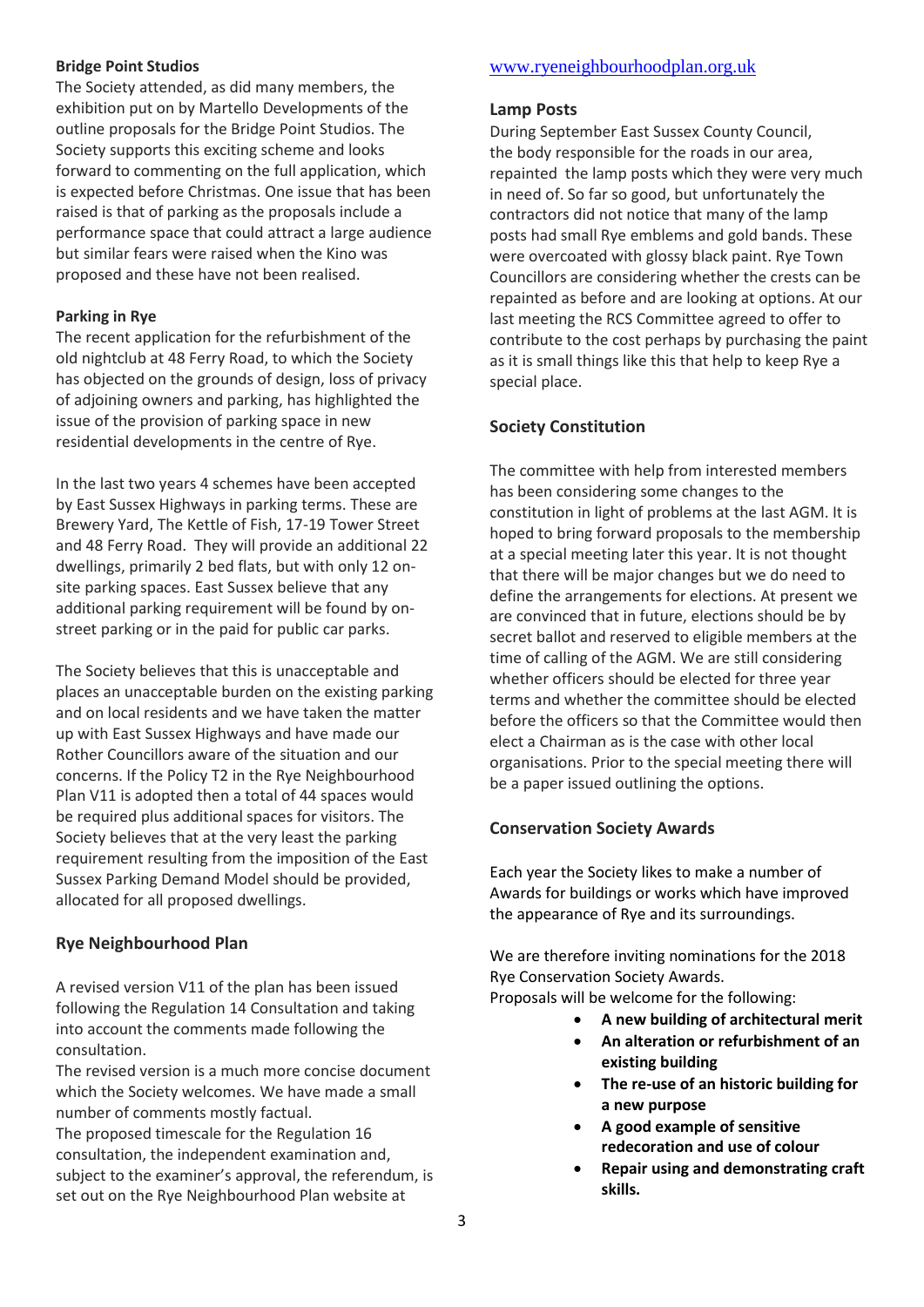### Bridge Point Studios

The Society attended, as did many members, the exhibition put on by Martello Developments of the outline proposals for the Bridge Point Studios. The Society supports this exciting scheme and looks forward to commenting on the full application, which is expected before Christmas. One issue that has been raised is that of parking as the proposals include a performance space that could attract a large audience but similar fears were raised when the Kino was proposed and these have not been realised.

### Parking in Rye

The recent application for the refurbishment of the old nightclub at 48 Ferry Road, to which the Society has objected on the grounds of design, loss of privacy of adjoining owners and parking, has highlighted the issue of the provision of parking space in new residential developments in the centre of Rye.

In the last two years 4 schemes have been accepted by East Sussex Highways in parking terms. These are Brewery Yard, The Kettle of Fish, 17-19 Tower Street and 48 Ferry Road. They will provide an additional 22 dwellings, primarily 2 bed flats, but with only 12 on-site parking spaces. East Sussex believe that any additional parking requirement will be found by on-street parking or in the paid for public car parks.

The Society believes that this is unacceptable and places an unacceptable burden on the existing parking and on local residents and we have taken the matter up with East Sussex Highways and have made our Rother Councillors aware of the situation and our concerns. If the Policy T2 in the Rye Neighbourhood Plan V11 is adopted then a total of 44 spaces would be required plus additional spaces for visitors. The Society believes that at the very least the parking requirement resulting from the imposition of the East Sussex Parking Demand Model should be provided, allocated for all proposed dwellings.

## Rye Neighbourhood Plan

A revised version V11 of the plan has been issued following the Regulation 14 Consultation and taking into account the comments made following the consultation.

The revised version is a much more concise document which the Society welcomes. We have made a small number of comments mostly factual.

The proposed timescale for the Regulation 16 consultation, the independent examination and, subject to the examiner's approval, the referendum, is set out on the Rye Neighbourhood Plan website at www.ryeneighbourhoodplan.org.uk

### Lamp Posts

During September East Sussex County Council, the body responsible for the roads in our area, repainted the lamp posts which they were very much in need of. So far so good, but unfortunately the contractors did not notice that many of the lamp posts had small Rye emblems and gold bands. These were overcoated with glossy black paint. Rye Town Councillors are considering whether the crests can be repainted as before and are looking at options. At our last meeting the RCS Committee agreed to offer to contribute to the cost perhaps by purchasing the paint as it is small things like this that help to keep Rye a special place.

## Society Constitution

The committee with help from interested members has been considering some changes to the constitution in light of problems at the last AGM. It is hoped to bring forward proposals to the membership at a special meeting later this year. It is not thought that there will be major changes but we do need to define the arrangements for elections. At present we are convinced that in future, elections should be by secret ballot and reserved to eligible members at the time of calling of the AGM. We are still considering whether officers should be elected for three year terms and whether the committee should be elected before the officers so that the Committee would then elect a Chairman as is the case with other local organisations. Prior to the special meeting there will be a paper issued outlining the options.

## Conservation Society Awards

Each year the Society likes to make a number of Awards for buildings or works which have improved the appearance of Rye and its surroundings.

We are therefore inviting nominations for the 2018 Rye Conservation Society Awards.

Proposals will be welcome for the following:

- **A new building of architectural merit**
- **An alteration or refurbishment of an existing building**
- **The re-use of an historic building for a new purpose**
- **A good example of sensitive redecoration and use of colour**
- **Repair using and demonstrating craft skills.**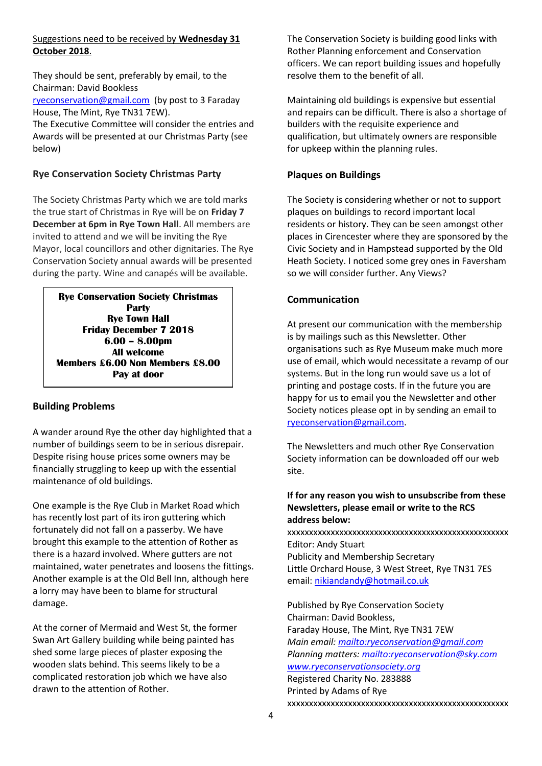Suggestions need to be received by **Wednesday 31 October 2018**.

They should be sent, preferably by email, to the Chairman: David Bookless
ryeconservation@gmail.com (by post to 3 Faraday House, The Mint, Rye TN31 7EW).
The Executive Committee will consider the entries and Awards will be presented at our Christmas Party (see below)

### Rye Conservation Society Christmas Party

The Society Christmas Party which we are told marks the true start of Christmas in Rye will be on **Friday 7 December at 6pm in Rye Town Hall**. All members are invited to attend and we will be inviting the Rye Mayor, local councillors and other dignitaries. The Rye Conservation Society annual awards will be presented during the party. Wine and canapés will be available.

**Rye Conservation Society Christmas Party**
**Rye Town Hall**
**Friday December 7 2018**
**6.00 – 8.00pm**
**All welcome**
**Members £6.00 Non Members £8.00**
**Pay at door**

### Building Problems

A wander around Rye the other day highlighted that a number of buildings seem to be in serious disrepair. Despite rising house prices some owners may be financially struggling to keep up with the essential maintenance of old buildings.

One example is the Rye Club in Market Road which has recently lost part of its iron guttering which fortunately did not fall on a passerby. We have brought this example to the attention of Rother as there is a hazard involved. Where gutters are not maintained, water penetrates and loosens the fittings. Another example is at the Old Bell Inn, although here a lorry may have been to blame for structural damage.

At the corner of Mermaid and West St, the former Swan Art Gallery building while being painted has shed some large pieces of plaster exposing the wooden slats behind. This seems likely to be a complicated restoration job which we have also drawn to the attention of Rother.

The Conservation Society is building good links with Rother Planning enforcement and Conservation officers. We can report building issues and hopefully resolve them to the benefit of all.

Maintaining old buildings is expensive but essential and repairs can be difficult. There is also a shortage of builders with the requisite experience and qualification, but ultimately owners are responsible for upkeep within the planning rules.

### Plaques on Buildings

The Society is considering whether or not to support plaques on buildings to record important local residents or history. They can be seen amongst other places in Cirencester where they are sponsored by the Civic Society and in Hampstead supported by the Old Heath Society. I noticed some grey ones in Faversham so we will consider further. Any Views?

### Communication

At present our communication with the membership is by mailings such as this Newsletter. Other organisations such as Rye Museum make much more use of email, which would necessitate a revamp of our systems. But in the long run would save us a lot of printing and postage costs. If in the future you are happy for us to email you the Newsletter and other Society notices please opt in by sending an email to ryeconservation@gmail.com.

The Newsletters and much other Rye Conservation Society information can be downloaded off our web site.

**If for any reason you wish to unsubscribe from these Newsletters, please email or write to the RCS address below:**

xxxxxxxxxxxxxxxxxxxxxxxxxxxxxxxxxxxxxxxxxxxxxxxxxxxxxx

Editor: Andy Stuart
Publicity and Membership Secretary
Little Orchard House, 3 West Street, Rye TN31 7ES
email: nikiandandy@hotmail.co.uk

Published by Rye Conservation Society
Chairman: David Bookless,
Faraday House, The Mint, Rye TN31 7EW
*Main email: mailto:ryeconservation@gmail.com*
*Planning matters: mailto:ryeconservation@sky.com*
*www.ryeconservationsociety.org*
Registered Charity No. 283888
Printed by Adams of Rye

xxxxxxxxxxxxxxxxxxxxxxxxxxxxxxxxxxxxxxxxxxxxxxxxxxxxxx